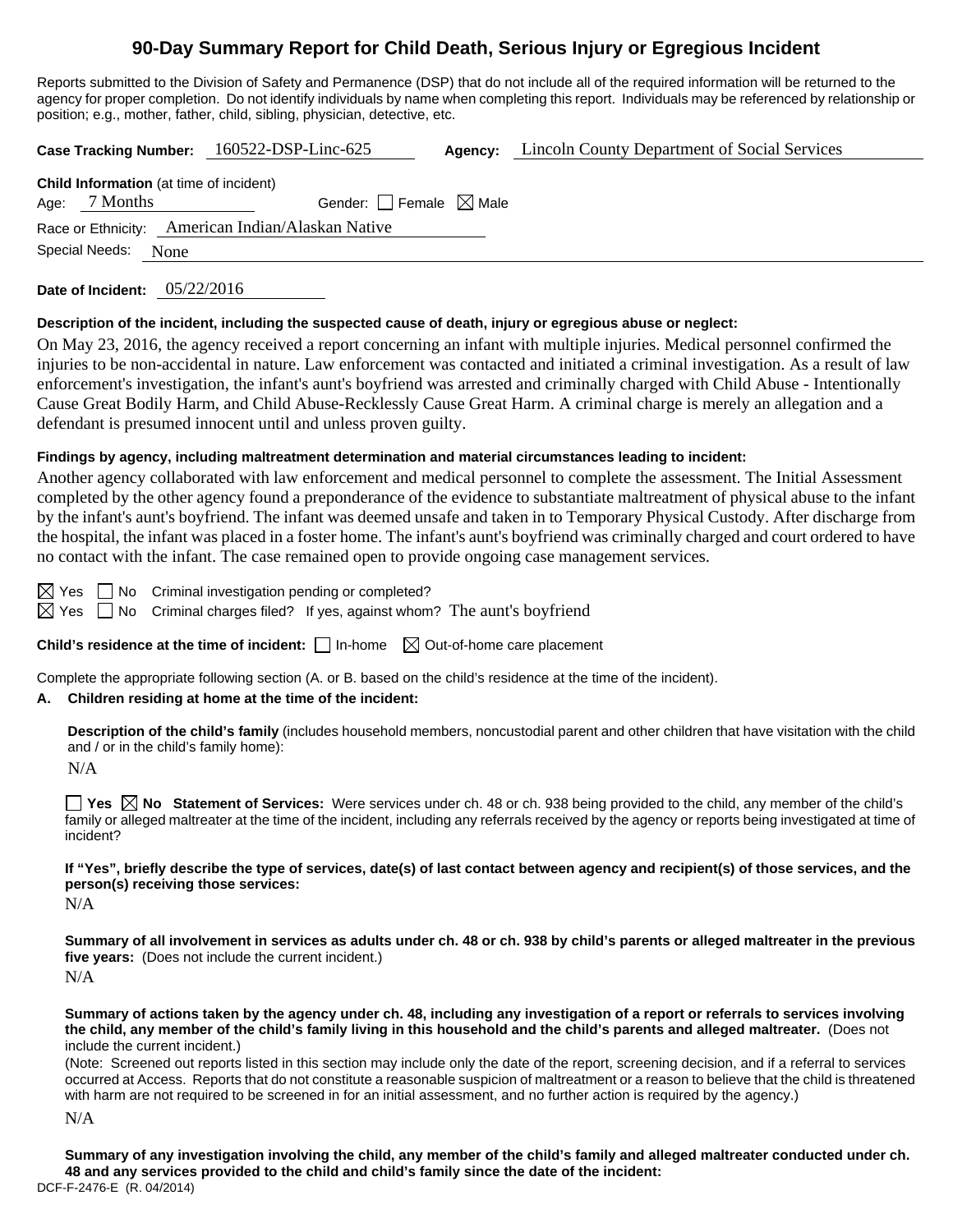# 90-Day Summary Report for Child Death, Serious Injury or Egregious Incident

Reports submitted to the Division of Safety and Permanence (DSP) that do not include all of the required information will be returned to the agency for proper completion. Do not identify individuals by name when completing this report. Individuals may be referenced by relationship or position; e.g., mother, father, child, sibling, physician, detective, etc.

**Case Tracking Number:** 160522-DSP-Linc-625 **Agency:** Lincoln County Department of Social Services

**Child Information** (at time of incident)
Age: 7 Months Gender: ☐ Female ☒ Male
Race or Ethnicity: American Indian/Alaskan Native
Special Needs: None

**Date of Incident:** 05/22/2016

**Description of the incident, including the suspected cause of death, injury or egregious abuse or neglect:**

On May 23, 2016, the agency received a report concerning an infant with multiple injuries. Medical personnel confirmed the injuries to be non-accidental in nature. Law enforcement was contacted and initiated a criminal investigation. As a result of law enforcement's investigation, the infant's aunt's boyfriend was arrested and criminally charged with Child Abuse - Intentionally Cause Great Bodily Harm, and Child Abuse-Recklessly Cause Great Harm. A criminal charge is merely an allegation and a defendant is presumed innocent until and unless proven guilty.

**Findings by agency, including maltreatment determination and material circumstances leading to incident:**

Another agency collaborated with law enforcement and medical personnel to complete the assessment. The Initial Assessment completed by the other agency found a preponderance of the evidence to substantiate maltreatment of physical abuse to the infant by the infant's aunt's boyfriend. The infant was deemed unsafe and taken in to Temporary Physical Custody. After discharge from the hospital, the infant was placed in a foster home. The infant's aunt's boyfriend was criminally charged and court ordered to have no contact with the infant. The case remained open to provide ongoing case management services.

☒ Yes ☐ No Criminal investigation pending or completed?
☒ Yes ☐ No Criminal charges filed? If yes, against whom? The aunt's boyfriend

**Child's residence at the time of incident:** ☐ In-home ☒ Out-of-home care placement

Complete the appropriate following section (A. or B. based on the child's residence at the time of the incident).

**A. Children residing at home at the time of the incident:**

**Description of the child's family** (includes household members, noncustodial parent and other children that have visitation with the child and / or in the child's family home):

N/A

☐ **Yes** ☒ **No Statement of Services:** Were services under ch. 48 or ch. 938 being provided to the child, any member of the child's family or alleged maltreater at the time of the incident, including any referrals received by the agency or reports being investigated at time of incident?

**If "Yes", briefly describe the type of services, date(s) of last contact between agency and recipient(s) of those services, and the person(s) receiving those services:**

N/A

**Summary of all involvement in services as adults under ch. 48 or ch. 938 by child's parents or alleged maltreater in the previous five years:** (Does not include the current incident.)

N/A

**Summary of actions taken by the agency under ch. 48, including any investigation of a report or referrals to services involving the child, any member of the child's family living in this household and the child's parents and alleged maltreater.** (Does not include the current incident.)

(Note: Screened out reports listed in this section may include only the date of the report, screening decision, and if a referral to services occurred at Access. Reports that do not constitute a reasonable suspicion of maltreatment or a reason to believe that the child is threatened with harm are not required to be screened in for an initial assessment, and no further action is required by the agency.)

N/A

**Summary of any investigation involving the child, any member of the child's family and alleged maltreater conducted under ch. 48 and any services provided to the child and child's family since the date of the incident:**

DCF-F-2476-E (R. 04/2014)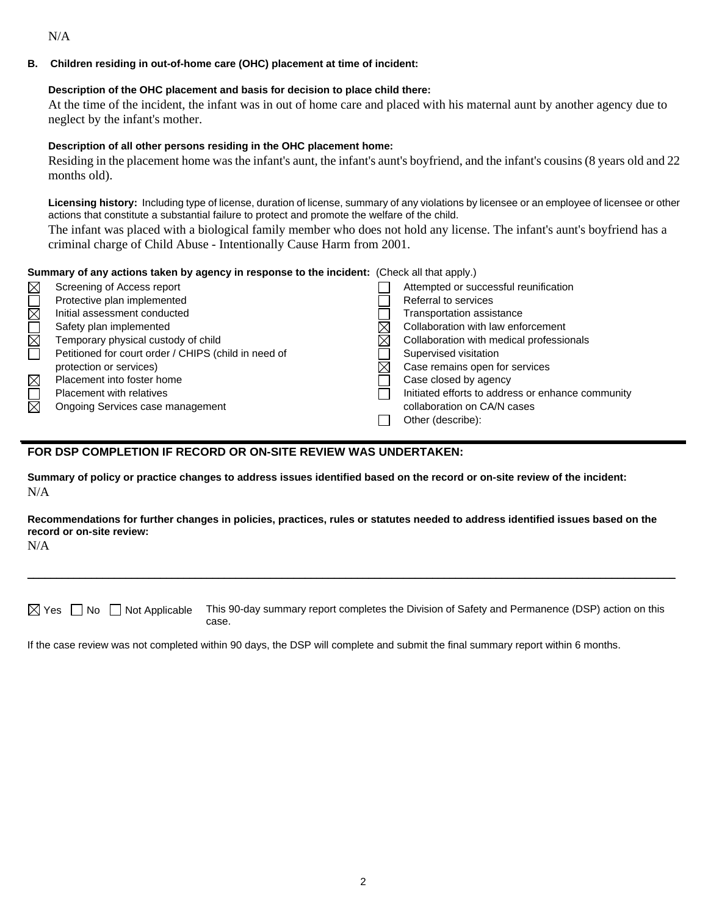N/A

**B. Children residing in out-of-home care (OHC) placement at time of incident:**

**Description of the OHC placement and basis for decision to place child there:**
At the time of the incident, the infant was in out of home care and placed with his maternal aunt by another agency due to neglect by the infant's mother.

**Description of all other persons residing in the OHC placement home:**
Residing in the placement home was the infant's aunt, the infant's aunt's boyfriend, and the infant's cousins (8 years old and 22 months old).

**Licensing history:** Including type of license, duration of license, summary of any violations by licensee or an employee of licensee or other actions that constitute a substantial failure to protect and promote the welfare of the child.
The infant was placed with a biological family member who does not hold any license. The infant's aunt's boyfriend has a criminal charge of Child Abuse - Intentionally Cause Harm from 2001.

**Summary of any actions taken by agency in response to the incident:** (Check all that apply.)

- ☒ Screening of Access report
- ☐ Protective plan implemented
- ☒ Initial assessment conducted
- ☐ Safety plan implemented
- ☒ Temporary physical custody of child
- ☐ Petitioned for court order / CHIPS (child in need of protection or services)
- ☒ Placement into foster home
- ☐ Placement with relatives
- ☒ Ongoing Services case management
- ☐ Attempted or successful reunification
- ☐ Referral to services
- ☐ Transportation assistance
- ☒ Collaboration with law enforcement
- ☒ Collaboration with medical professionals
- ☐ Supervised visitation
- ☒ Case remains open for services
- ☐ Case closed by agency
- ☐ Initiated efforts to address or enhance community collaboration on CA/N cases
- ☐ Other (describe):

## FOR DSP COMPLETION IF RECORD OR ON-SITE REVIEW WAS UNDERTAKEN:

**Summary of policy or practice changes to address issues identified based on the record or on-site review of the incident:**
N/A

**Recommendations for further changes in policies, practices, rules or statutes needed to address identified issues based on the record or on-site review:**
N/A

---

☒ Yes ☐ No ☐ Not Applicable This 90-day summary report completes the Division of Safety and Permanence (DSP) action on this case.

If the case review was not completed within 90 days, the DSP will complete and submit the final summary report within 6 months.